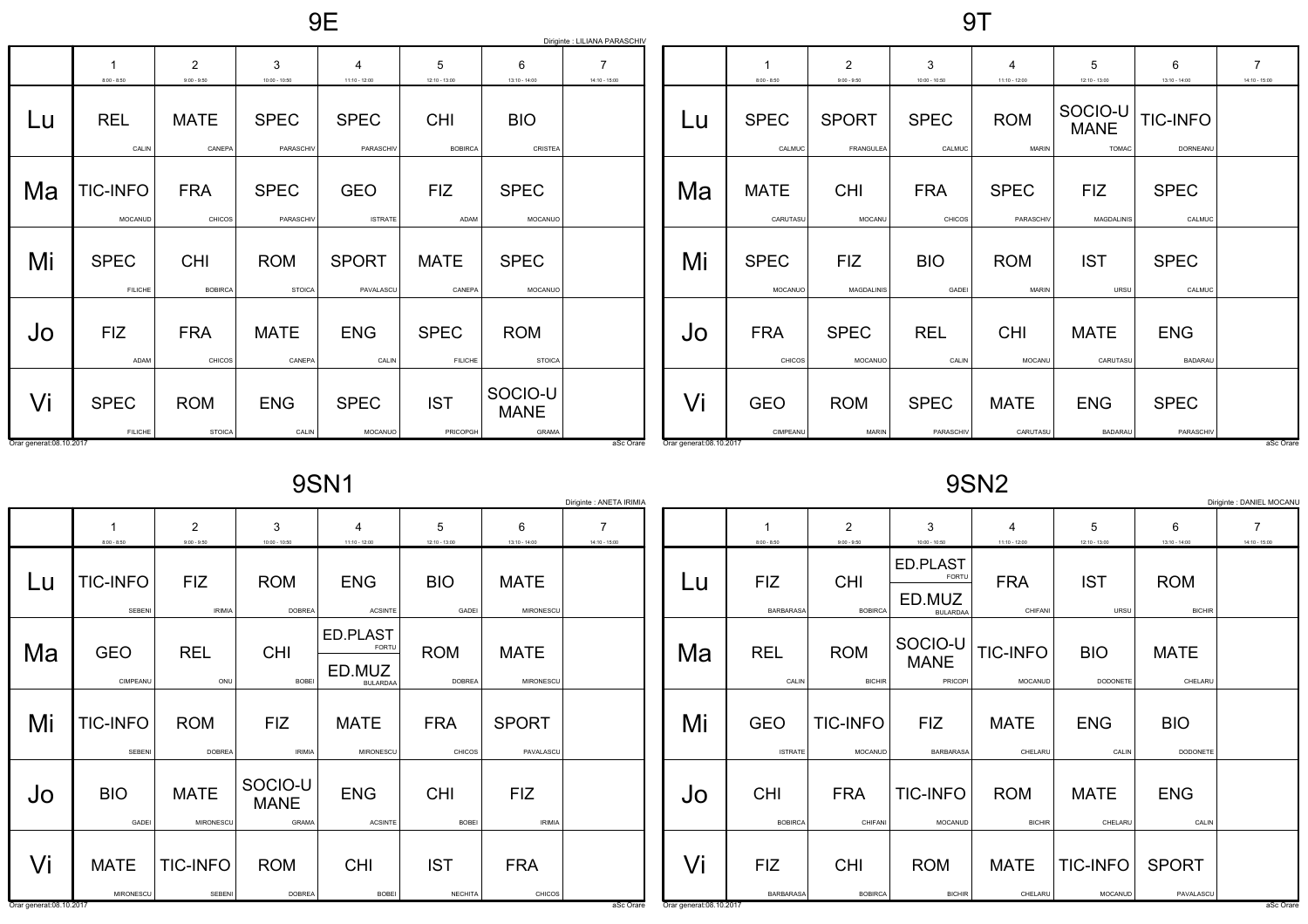# 9E

Diriginte : LILIANA PARASCHIV

| | 1<br>8:00 - 8:50 | 2<br>9:00 - 9:50 | 3<br>10:00 - 10:50 | 4<br>11:10 - 12:00 | 5<br>12:10 - 13:00 | 6<br>13:10 - 14:00 | 7<br>14:10 - 15:00 |
|---|---|---|---|---|---|---|---|
| Lu | REL<br>CALIN | MATE<br>CANEPA | SPEC<br>PARASCHIV | SPEC<br>PARASCHIV | CHI<br>BOBIRCA | BIO<br>CRISTEA | |
| Ma | TIC-INFO<br>MOCANUD | FRA<br>CHICOS | SPEC<br>PARASCHIV | GEO<br>ISTRATE | FIZ<br>ADAM | SPEC<br>MOCANUO | |
| Mi | SPEC<br>FILICHE | CHI<br>BOBIRCA | ROM<br>STOICA | SPORT<br>PAVALASCU | MATE<br>CANEPA | SPEC<br>MOCANUO | |
| Jo | FIZ<br>ADAM | FRA<br>CHICOS | MATE<br>CANEPA | ENG<br>CALIN | SPEC<br>FILICHE | ROM<br>STOICA | |
| Vi | SPEC<br>FILICHE | ROM<br>STOICA | ENG<br>CALIN | SPEC<br>MOCANUO | IST<br>PRICOPGH | SOCIO-UMANE<br>GRAMA | |

Orar generat:08.10.2017 aSc Orare

# 9T

| | 1<br>8:00 - 8:50 | 2<br>9:00 - 9:50 | 3<br>10:00 - 10:50 | 4<br>11:10 - 12:00 | 5<br>12:10 - 13:00 | 6<br>13:10 - 14:00 | 7<br>14:10 - 15:00 |
|---|---|---|---|---|---|---|---|
| Lu | SPEC<br>CALMUC | SPORT<br>FRANGULEA | SPEC<br>CALMUC | ROM<br>MARIN | SOCIO-UMANE<br>TOMAC | TIC-INFO<br>DORNEANU | |
| Ma | MATE<br>CARUTASU | CHI<br>MOCANU | FRA<br>CHICOS | SPEC<br>PARASCHIV | FIZ<br>MAGDALINIS | SPEC<br>CALMUC | |
| Mi | SPEC<br>MOCANUO | FIZ<br>MAGDALINIS | BIO<br>GADEI | ROM<br>MARIN | IST<br>URSU | SPEC<br>CALMUC | |
| Jo | FRA<br>CHICOS | SPEC<br>MOCANUO | REL<br>CALIN | CHI<br>MOCANU | MATE<br>CARUTASU | ENG<br>BADARAU | |
| Vi | GEO<br>CIMPEANU | ROM<br>MARIN | SPEC<br>PARASCHIV | MATE<br>CARUTASU | ENG<br>BADARAU | SPEC<br>PARASCHIV | |

Orar generat:08.10.2017 aSc Orare

# 9SN1

Diriginte : ANETA IRIMIA

| | 1<br>8:00 - 8:50 | 2<br>9:00 - 9:50 | 3<br>10:00 - 10:50 | 4<br>11:10 - 12:00 | 5<br>12:10 - 13:00 | 6<br>13:10 - 14:00 | 7<br>14:10 - 15:00 |
|---|---|---|---|---|---|---|---|
| Lu | TIC-INFO<br>SEBENI | FIZ<br>IRIMIA | ROM<br>DOBREA | ENG<br>ACSINTE | BIO<br>GADEI | MATE<br>MIRONESCU | |
| Ma | GEO<br>CIMPEANU | REL<br>ONU | CHI<br>BOBEI | ED.PLAST<br>FORTU<br>ED.MUZ<br>BULARDAA | ROM<br>DOBREA | MATE<br>MIRONESCU | |
| Mi | TIC-INFO<br>SEBENI | ROM<br>DOBREA | FIZ<br>IRIMIA | MATE<br>MIRONESCU | FRA<br>CHICOS | SPORT<br>PAVALASCU | |
| Jo | BIO<br>GADEI | MATE<br>MIRONESCU | SOCIO-UMANE<br>GRAMA | ENG<br>ACSINTE | CHI<br>BOBEI | FIZ<br>IRIMIA | |
| Vi | MATE<br>MIRONESCU | TIC-INFO<br>SEBENI | ROM<br>DOBREA | CHI<br>BOBEI | IST<br>NECHITA | FRA<br>CHICOS | |

Orar generat:08.10.2017 aSc Orare

# 9SN2

Diriginte : DANIEL MOCANU

| | 1<br>8:00 - 8:50 | 2<br>9:00 - 9:50 | 3<br>10:00 - 10:50 | 4<br>11:10 - 12:00 | 5<br>12:10 - 13:00 | 6<br>13:10 - 14:00 | 7<br>14:10 - 15:00 |
|---|---|---|---|---|---|---|---|
| Lu | FIZ<br>BARBARASA | CHI<br>BOBIRCA | ED.PLAST<br>FORTU<br>ED.MUZ<br>BULARDAA | FRA<br>CHIFANI | IST<br>URSU | ROM<br>BICHIR | |
| Ma | REL<br>CALIN | ROM<br>BICHIR | SOCIO-UMANE<br>PRICOPI | TIC-INFO<br>MOCANUD | BIO<br>DODONETE | MATE<br>CHELARU | |
| Mi | GEO<br>ISTRATE | TIC-INFO<br>MOCANUD | FIZ<br>BARBARASA | MATE<br>CHELARU | ENG<br>CALIN | BIO<br>DODONETE | |
| Jo | CHI<br>BOBIRCA | FRA<br>CHIFANI | TIC-INFO<br>MOCANUD | ROM<br>BICHIR | MATE<br>CHELARU | ENG<br>CALIN | |
| Vi | FIZ<br>BARBARASA | CHI<br>BOBIRCA | ROM<br>BICHIR | MATE<br>CHELARU | TIC-INFO<br>MOCANUD | SPORT<br>PAVALASCU | |

Orar generat:08.10.2017 aSc Orare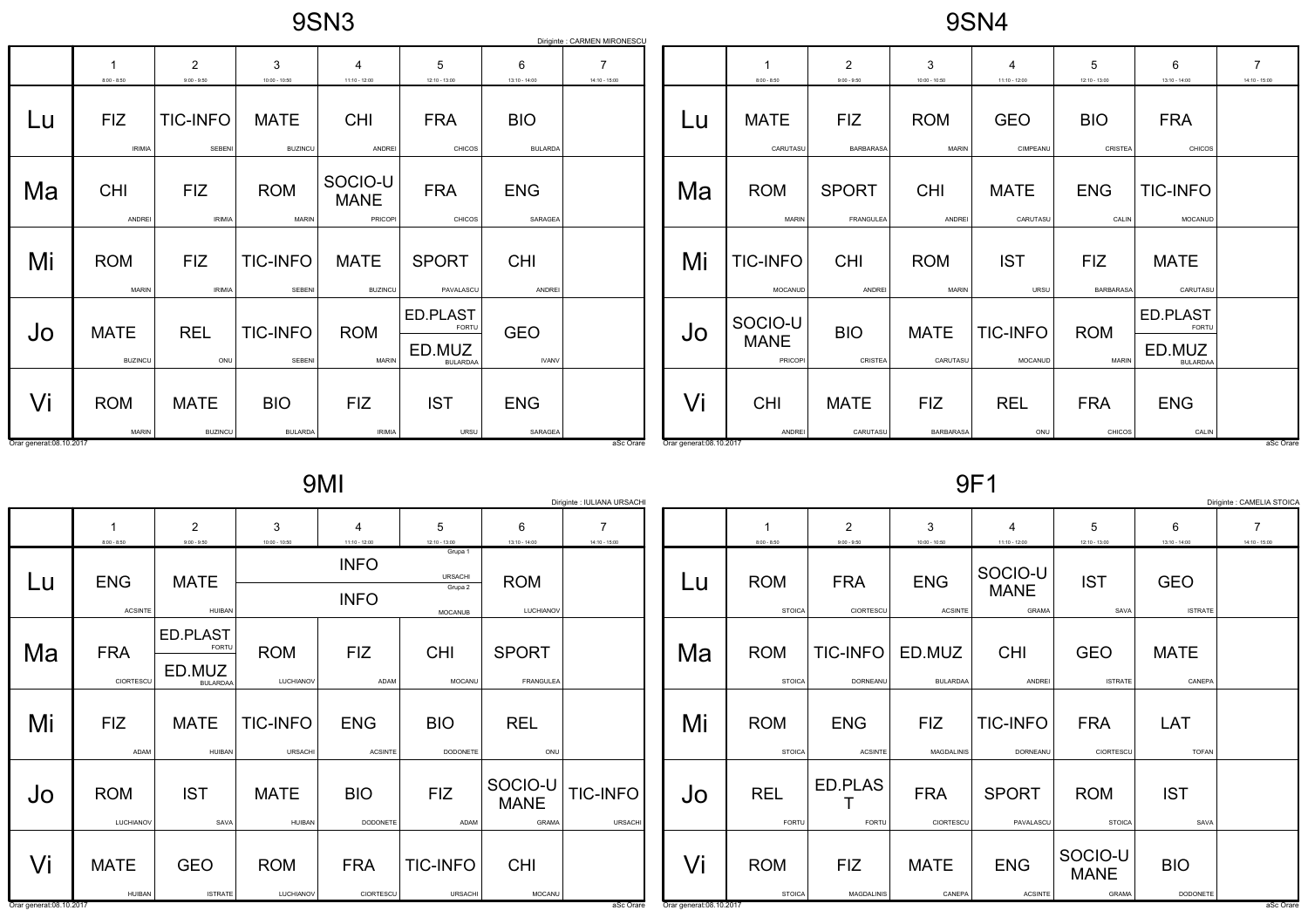# 9SN3

Diriginte : CARMEN MIRONESCU

| | 1<br>8:00 - 8:50 | 2<br>9:00 - 9:50 | 3<br>10:00 - 10:50 | 4<br>11:10 - 12:00 | 5<br>12:10 - 13:00 | 6<br>13:10 - 14:00 | 7<br>14:10 - 15:00 |
|---|---|---|---|---|---|---|---|
| Lu | FIZ IRIMIA | TIC-INFO SEBENI | MATE BUZINCU | CHI ANDREI | FRA CHICOS | BIO BULARDA | |
| Ma | CHI ANDREI | FIZ IRIMIA | ROM MARIN | SOCIO-UMANE PRICOPI | FRA CHICOS | ENG SARAGEA | |
| Mi | ROM MARIN | FIZ IRIMIA | TIC-INFO SEBENI | MATE BUZINCU | SPORT PAVALASCU | CHI ANDREI | |
| Jo | MATE BUZINCU | REL ONU | TIC-INFO SEBENI | ROM MARIN | ED.PLAST FORTU / ED.MUZ BULARDAA | GEO IVANV | |
| Vi | ROM MARIN | MATE BUZINCU | BIO BULARDA | FIZ IRIMIA | IST URSU | ENG SARAGEA | |

Orar generat:08.10.2017 aSc Orare

# 9SN4

| | 1<br>8:00 - 8:50 | 2<br>9:00 - 9:50 | 3<br>10:00 - 10:50 | 4<br>11:10 - 12:00 | 5<br>12:10 - 13:00 | 6<br>13:10 - 14:00 | 7<br>14:10 - 15:00 |
|---|---|---|---|---|---|---|---|
| Lu | MATE CARUTASU | FIZ BARBARASA | ROM MARIN | GEO CIMPEANU | BIO CRISTEA | FRA CHICOS | |
| Ma | ROM MARIN | SPORT FRANGULEA | CHI ANDREI | MATE CARUTASU | ENG CALIN | TIC-INFO MOCANUD | |
| Mi | TIC-INFO MOCANUD | CHI ANDREI | ROM MARIN | IST URSU | FIZ BARBARASA | MATE CARUTASU | |
| Jo | SOCIO-UMANE PRICOPI | BIO CRISTEA | MATE CARUTASU | TIC-INFO MOCANUD | ROM MARIN | ED.PLAST FORTU / ED.MUZ BULARDAA | |
| Vi | CHI ANDREI | MATE CARUTASU | FIZ BARBARASA | REL ONU | FRA CHICOS | ENG CALIN | |

Orar generat:08.10.2017 aSc Orare

# 9MI

Diriginte : IULIANA URSACHI

| | 1<br>8:00 - 8:50 | 2<br>9:00 - 9:50 | 3<br>10:00 - 10:50 | 4<br>11:10 - 12:00 | 5<br>12:10 - 13:00 | 6<br>13:10 - 14:00 | 7<br>14:10 - 15:00 |
|---|---|---|---|---|---|---|---|
| Lu | ENG ACSINTE | MATE HUIBAN | INFO Grupa 1 URSACHI / INFO Grupa 2 MOCANUB | | | ROM LUCHIANOV | |
| Ma | FRA CIORTESCU | ED.PLAST FORTU / ED.MUZ BULARDAA | ROM LUCHIANOV | FIZ ADAM | CHI MOCANU | SPORT FRANGULEA | |
| Mi | FIZ ADAM | MATE HUIBAN | TIC-INFO URSACHI | ENG ACSINTE | BIO DODONETE | REL ONU | |
| Jo | ROM LUCHIANOV | IST SAVA | MATE HUIBAN | BIO DODONETE | FIZ ADAM | SOCIO-UMANE GRAMA | TIC-INFO URSACHI |
| Vi | MATE HUIBAN | GEO ISTRATE | ROM LUCHIANOV | FRA CIORTESCU | TIC-INFO URSACHI | CHI MOCANU | |

Orar generat:08.10.2017 aSc Orare

# 9F1

Diriginte : CAMELIA STOICA

| | 1<br>8:00 - 8:50 | 2<br>9:00 - 9:50 | 3<br>10:00 - 10:50 | 4<br>11:10 - 12:00 | 5<br>12:10 - 13:00 | 6<br>13:10 - 14:00 | 7<br>14:10 - 15:00 |
|---|---|---|---|---|---|---|---|
| Lu | ROM STOICA | FRA CIORTESCU | ENG ACSINTE | SOCIO-UMANE GRAMA | IST SAVA | GEO ISTRATE | |
| Ma | ROM STOICA | TIC-INFO DORNEANU | ED.MUZ BULARDAA | CHI ANDREI | GEO ISTRATE | MATE CANEPA | |
| Mi | ROM STOICA | ENG ACSINTE | FIZ MAGDALINIS | TIC-INFO DORNEANU | FRA CIORTESCU | LAT TOFAN | |
| Jo | REL FORTU | ED.PLAST FORTU | FRA CIORTESCU | SPORT PAVALASCU | ROM STOICA | IST SAVA | |
| Vi | ROM STOICA | FIZ MAGDALINIS | MATE CANEPA | ENG ACSINTE | SOCIO-UMANE GRAMA | BIO DODONETE | |

Orar generat:08.10.2017 aSc Orare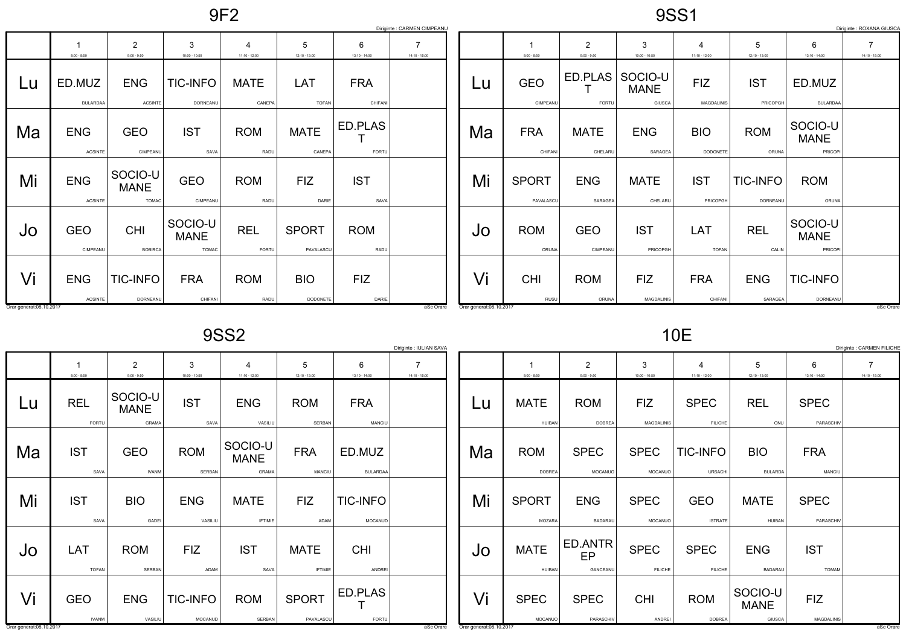# 9F2

Diriginte : CARMEN CIMPEANU

| | 1<br>8:00 - 8:50 | 2<br>9:00 - 9:50 | 3<br>10:00 - 10:50 | 4<br>11:10 - 12:00 | 5<br>12:10 - 13:00 | 6<br>13:10 - 14:00 | 7<br>14:10 - 15:00 |
|---|---|---|---|---|---|---|---|
| Lu | ED.MUZ<br>BULARDAA | ENG<br>ACSINTE | TIC-INFO<br>DORNEANU | MATE<br>CANEPA | LAT<br>TOFAN | FRA<br>CHIFANI | |
| Ma | ENG<br>ACSINTE | GEO<br>CIMPEANU | IST<br>SAVA | ROM<br>RADU | MATE<br>CANEPA | ED.PLAST<br>FORTU | |
| Mi | ENG<br>ACSINTE | SOCIO-UMANE<br>TOMAC | GEO<br>CIMPEANU | ROM<br>RADU | FIZ<br>DARIE | IST<br>SAVA | |
| Jo | GEO<br>CIMPEANU | CHI<br>BOBIRCA | SOCIO-UMANE<br>TOMAC | REL<br>FORTU | SPORT<br>PAVALASCU | ROM<br>RADU | |
| Vi | ENG<br>ACSINTE | TIC-INFO<br>DORNEANU | FRA<br>CHIFANI | ROM<br>RADU | BIO<br>DODONETE | FIZ<br>DARIE | |

Orar generat:08.10.2017 aSc Orare

# 9SS1

Diriginte : ROXANA GIUSCA

| | 1<br>8:00 - 8:50 | 2<br>9:00 - 9:50 | 3<br>10:00 - 10:50 | 4<br>11:10 - 12:00 | 5<br>12:10 - 13:00 | 6<br>13:10 - 14:00 | 7<br>14:10 - 15:00 |
|---|---|---|---|---|---|---|---|
| Lu | GEO<br>CIMPEANU | ED.PLAST<br>FORTU | SOCIO-UMANE<br>GIUSCA | FIZ<br>MAGDALINIS | IST<br>PRICOPGH | ED.MUZ<br>BULARDAA | |
| Ma | FRA<br>CHIFANI | MATE<br>CHELARU | ENG<br>SARAGEA | BIO<br>DODONETE | ROM<br>ORUNA | SOCIO-UMANE<br>PRICOPI | |
| Mi | SPORT<br>PAVALASCU | ENG<br>SARAGEA | MATE<br>CHELARU | IST<br>PRICOPGH | TIC-INFO<br>DORNEANU | ROM<br>ORUNA | |
| Jo | ROM<br>ORUNA | GEO<br>CIMPEANU | IST<br>PRICOPGH | LAT<br>TOFAN | REL<br>CALIN | SOCIO-UMANE<br>PRICOPI | |
| Vi | CHI<br>RUSU | ROM<br>ORUNA | FIZ<br>MAGDALINIS | FRA<br>CHIFANI | ENG<br>SARAGEA | TIC-INFO<br>DORNEANU | |

Orar generat:08.10.2017 aSc Orare

# 9SS2

Diriginte : IULIAN SAVA

| | 1<br>8:00 - 8:50 | 2<br>9:00 - 9:50 | 3<br>10:00 - 10:50 | 4<br>11:10 - 12:00 | 5<br>12:10 - 13:00 | 6<br>13:10 - 14:00 | 7<br>14:10 - 15:00 |
|---|---|---|---|---|---|---|---|
| Lu | REL<br>FORTU | SOCIO-UMANE<br>GRAMA | IST<br>SAVA | ENG<br>VASILIU | ROM<br>SERBAN | FRA<br>MANCIU | |
| Ma | IST<br>SAVA | GEO<br>IVANM | ROM<br>SERBAN | SOCIO-UMANE<br>GRAMA | FRA<br>MANCIU | ED.MUZ<br>BULARDAA | |
| Mi | IST<br>SAVA | BIO<br>GADEI | ENG<br>VASILIU | MATE<br>IFTIMIE | FIZ<br>ADAM | TIC-INFO<br>MOCANUD | |
| Jo | LAT<br>TOFAN | ROM<br>SERBAN | FIZ<br>ADAM | IST<br>SAVA | MATE<br>IFTIMIE | CHI<br>ANDREI | |
| Vi | GEO<br>IVANM | ENG<br>VASILIU | TIC-INFO<br>MOCANUD | ROM<br>SERBAN | SPORT<br>PAVALASCU | ED.PLAST<br>FORTU | |

Orar generat:08.10.2017 aSc Orare

# 10E

Diriginte : CARMEN FILICHE

| | 1<br>8:00 - 8:50 | 2<br>9:00 - 9:50 | 3<br>10:00 - 10:50 | 4<br>11:10 - 12:00 | 5<br>12:10 - 13:00 | 6<br>13:10 - 14:00 | 7<br>14:10 - 15:00 |
|---|---|---|---|---|---|---|---|
| Lu | MATE<br>HUIBAN | ROM<br>DOBREA | FIZ<br>MAGDALINIS | SPEC<br>FILICHE | REL<br>ONU | SPEC<br>PARASCHIV | |
| Ma | ROM<br>DOBREA | SPEC<br>MOCANUO | SPEC<br>MOCANUO | TIC-INFO<br>URSACHI | BIO<br>BULARDA | FRA<br>MANCIU | |
| Mi | SPORT<br>MOZARA | ENG<br>BADARAU | SPEC<br>MOCANUO | GEO<br>ISTRATE | MATE<br>HUIBAN | SPEC<br>PARASCHIV | |
| Jo | MATE<br>HUIBAN | ED.ANTREP<br>GANCEANU | SPEC<br>FILICHE | SPEC<br>FILICHE | ENG<br>BADARAU | IST<br>TOMAM | |
| Vi | SPEC<br>MOCANUO | SPEC<br>PARASCHIV | CHI<br>ANDREI | ROM<br>DOBREA | SOCIO-UMANE<br>GIUSCA | FIZ<br>MAGDALINIS | |

Orar generat:08.10.2017 aSc Orare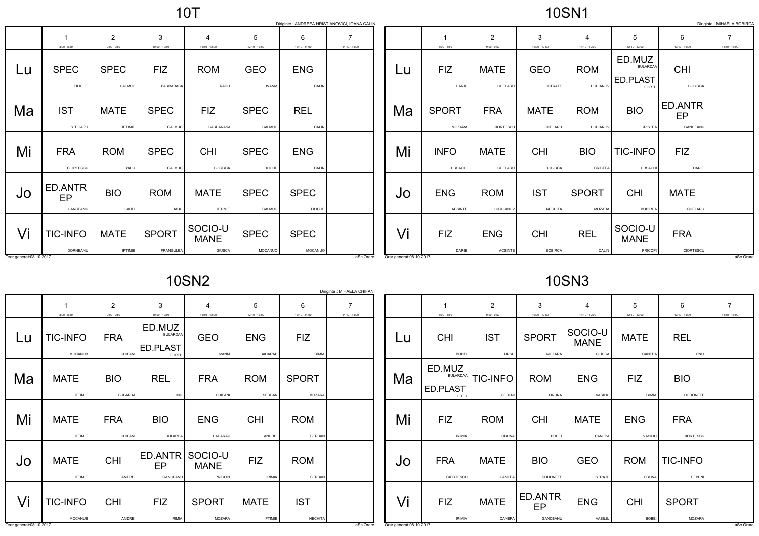# 10T

Diriginte : ANDREEA HRISTIANOVICI, IOANA CALIN

| | 1<br>8:00 - 8:50 | 2<br>9:00 - 9:50 | 3<br>10:00 - 10:50 | 4<br>11:10 - 12:00 | 5<br>12:10 - 13:00 | 6<br>13:10 - 14:00 | 7<br>14:10 - 15:00 |
|---|---|---|---|---|---|---|---|
| Lu | SPEC<br>FILICHE | SPEC<br>CALMUC | FIZ<br>BARBARASA | ROM<br>RADU | GEO<br>IVANM | ENG<br>CALIN | |
| Ma | IST<br>STEGARU | MATE<br>IFTIMIE | SPEC<br>CALMUC | FIZ<br>BARBARASA | SPEC<br>CALMUC | REL<br>CALIN | |
| Mi | FRA<br>CIORTESCU | ROM<br>RADU | SPEC<br>CALMUC | CHI<br>BOBIRCA | SPEC<br>FILICHE | ENG<br>CALIN | |
| Jo | ED.ANTREP<br>GANCEANU | BIO<br>GADEI | ROM<br>RADU | MATE<br>IFTIMIE | SPEC<br>CALMUC | SPEC<br>FILICHE | |
| Vi | TIC-INFO<br>DORNEANU | MATE<br>IFTIMIE | SPORT<br>FRANGULEA | SOCIO-UMANE<br>GIUSCA | SPEC<br>MOCANUO | SPEC<br>MOCANUO | |

Orar generat:08.10.2017 — aSc Orare

# 10SN1

Diriginte : MIHAELA BOBIRCA

| | 1<br>8:00 - 8:50 | 2<br>9:00 - 9:50 | 3<br>10:00 - 10:50 | 4<br>11:10 - 12:00 | 5<br>12:10 - 13:00 | 6<br>13:10 - 14:00 | 7<br>14:10 - 15:00 |
|---|---|---|---|---|---|---|---|
| Lu | FIZ<br>DARIE | MATE<br>CHELARU | GEO<br>ISTRATE | ROM<br>LUCHIANOV | ED.MUZ BULARDAA / ED.PLAST FORTU | CHI<br>BOBIRCA | |
| Ma | SPORT<br>MOZARA | FRA<br>CIORTESCU | MATE<br>CHELARU | ROM<br>LUCHIANOV | BIO<br>CRISTEA | ED.ANTREP<br>GANCEANU | |
| Mi | INFO<br>URSACHI | MATE<br>CHELARU | CHI<br>BOBIRCA | BIO<br>CRISTEA | TIC-INFO<br>URSACHI | FIZ<br>DARIE | |
| Jo | ENG<br>ACSINTE | ROM<br>LUCHIANOV | IST<br>NECHITA | SPORT<br>MOZARA | CHI<br>BOBIRCA | MATE<br>CHELARU | |
| Vi | FIZ<br>DARIE | ENG<br>ACSINTE | CHI<br>BOBIRCA | REL<br>CALIN | SOCIO-UMANE<br>PRICOPI | FRA<br>CIORTESCU | |

Orar generat:08.10.2017 — aSc Orare

# 10SN2

Diriginte : MIHAELA CHIFANI

| | 1<br>8:00 - 8:50 | 2<br>9:00 - 9:50 | 3<br>10:00 - 10:50 | 4<br>11:10 - 12:00 | 5<br>12:10 - 13:00 | 6<br>13:10 - 14:00 | 7<br>14:10 - 15:00 |
|---|---|---|---|---|---|---|---|
| Lu | TIC-INFO<br>MOCANUB | FRA<br>CHIFANI | ED.MUZ BULARDAA / ED.PLAST FORTU | GEO<br>IVANM | ENG<br>BADARAU | FIZ<br>IRIMIA | |
| Ma | MATE<br>IFTIMIE | BIO<br>BULARDA | REL<br>ONU | FRA<br>CHIFANI | ROM<br>SERBAN | SPORT<br>MOZARA | |
| Mi | MATE<br>IFTIMIE | FRA<br>CHIFANI | BIO<br>BULARDA | ENG<br>BADARAU | CHI<br>ANDREI | ROM<br>SERBAN | |
| Jo | MATE<br>IFTIMIE | CHI<br>ANDREI | ED.ANTREP<br>GANCEANU | SOCIO-UMANE<br>PRICOPI | FIZ<br>IRIMIA | ROM<br>SERBAN | |
| Vi | TIC-INFO<br>MOCANUB | CHI<br>ANDREI | FIZ<br>IRIMIA | SPORT<br>MOZARA | MATE<br>IFTIMIE | IST<br>NECHITA | |

Orar generat:08.10.2017 — aSc Orare

# 10SN3

| | 1<br>8:00 - 8:50 | 2<br>9:00 - 9:50 | 3<br>10:00 - 10:50 | 4<br>11:10 - 12:00 | 5<br>12:10 - 13:00 | 6<br>13:10 - 14:00 | 7<br>14:10 - 15:00 |
|---|---|---|---|---|---|---|---|
| Lu | CHI<br>BOBEI | IST<br>URSU | SPORT<br>MOZARA | SOCIO-UMANE<br>GIUSCA | MATE<br>CANEPA | REL<br>ONU | |
| Ma | ED.MUZ BULARDAA / ED.PLAST FORTU | TIC-INFO<br>SEBENI | ROM<br>ORUNA | ENG<br>VASILIU | FIZ<br>IRIMIA | BIO<br>DODONETE | |
| Mi | FIZ<br>IRIMIA | ROM<br>ORUNA | CHI<br>BOBEI | MATE<br>CANEPA | ENG<br>VASILIU | FRA<br>CIORTESCU | |
| Jo | FRA<br>CIORTESCU | MATE<br>CANEPA | BIO<br>DODONETE | GEO<br>ISTRATE | ROM<br>ORUNA | TIC-INFO<br>SEBENI | |
| Vi | FIZ<br>IRIMIA | MATE<br>CANEPA | ED.ANTREP<br>GANCEANU | ENG<br>VASILIU | CHI<br>BOBEI | SPORT<br>MOZARA | |

Orar generat:08.10.2017 — aSc Orare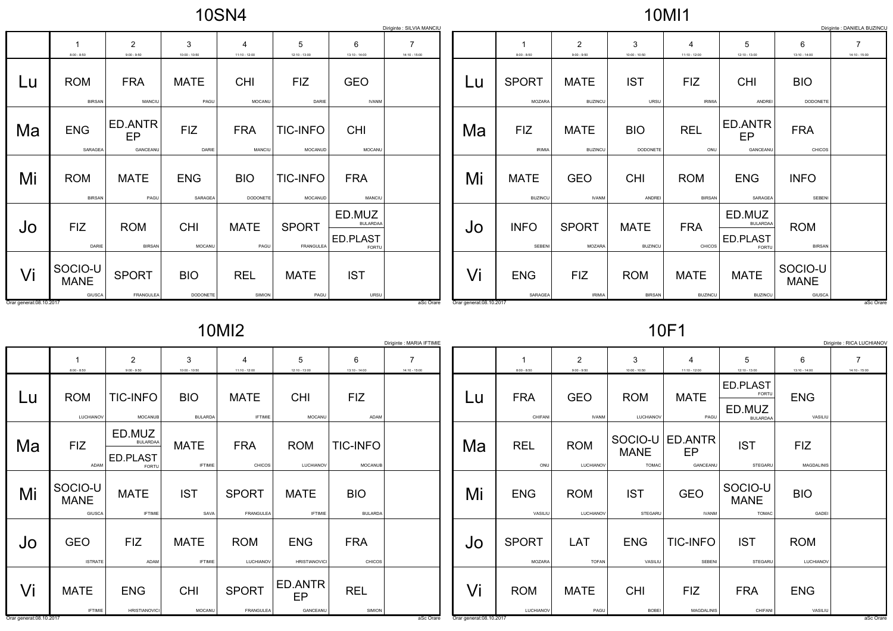# 10SN4

Diriginte : SILVIA MANCIU

| | 1<br>8:00 - 8:50 | 2<br>9:00 - 9:50 | 3<br>10:00 - 10:50 | 4<br>11:10 - 12:00 | 5<br>12:10 - 13:00 | 6<br>13:10 - 14:00 | 7<br>14:10 - 15:00 |
|---|---|---|---|---|---|---|---|
| Lu | ROM BIRSAN | FRA MANCIU | MATE PAGU | CHI MOCANU | FIZ DARIE | GEO IVANM | |
| Ma | ENG SARAGEA | ED.ANTREP GANCEANU | FIZ DARIE | FRA MANCIU | TIC-INFO MOCANUD | CHI MOCANU | |
| Mi | ROM BIRSAN | MATE PAGU | ENG SARAGEA | BIO DODONETE | TIC-INFO MOCANUD | FRA MANCIU | |
| Jo | FIZ DARIE | ROM BIRSAN | CHI MOCANU | MATE PAGU | SPORT FRANGULEA | ED.MUZ BULARDAA / ED.PLAST FORTU | |
| Vi | SOCIO-UMANE GIUSCA | SPORT FRANGULEA | BIO DODONETE | REL SIMION | MATE PAGU | IST URSU | |

Orar generat:08.10.2017 aSc Orare

# 10MI1

Diriginte : DANIELA BUZINCU

| | 1<br>8:00 - 8:50 | 2<br>9:00 - 9:50 | 3<br>10:00 - 10:50 | 4<br>11:10 - 12:00 | 5<br>12:10 - 13:00 | 6<br>13:10 - 14:00 | 7<br>14:10 - 15:00 |
|---|---|---|---|---|---|---|---|
| Lu | SPORT MOZARA | MATE BUZINCU | IST URSU | FIZ IRIMIA | CHI ANDREI | BIO DODONETE | |
| Ma | FIZ IRIMIA | MATE BUZINCU | BIO DODONETE | REL ONU | ED.ANTREP GANCEANU | FRA CHICOS | |
| Mi | MATE BUZINCU | GEO IVANM | CHI ANDREI | ROM BIRSAN | ENG SARAGEA | INFO SEBENI | |
| Jo | INFO SEBENI | SPORT MOZARA | MATE BUZINCU | FRA CHICOS | ED.MUZ BULARDAA / ED.PLAST FORTU | ROM BIRSAN | |
| Vi | ENG SARAGEA | FIZ IRIMIA | ROM BIRSAN | MATE BUZINCU | MATE BUZINCU | SOCIO-UMANE GIUSCA | |

Orar generat:08.10.2017 aSc Orare

# 10MI2

Diriginte : MARIA IFTIMIE

| | 1<br>8:00 - 8:50 | 2<br>9:00 - 9:50 | 3<br>10:00 - 10:50 | 4<br>11:10 - 12:00 | 5<br>12:10 - 13:00 | 6<br>13:10 - 14:00 | 7<br>14:10 - 15:00 |
|---|---|---|---|---|---|---|---|
| Lu | ROM LUCHIANOV | TIC-INFO MOCANUB | BIO BULARDA | MATE IFTIMIE | CHI MOCANU | FIZ ADAM | |
| Ma | FIZ ADAM | ED.MUZ BULARDAA / ED.PLAST FORTU | MATE IFTIMIE | FRA CHICOS | ROM LUCHIANOV | TIC-INFO MOCANUB | |
| Mi | SOCIO-UMANE GIUSCA | MATE IFTIMIE | IST SAVA | SPORT FRANGULEA | MATE IFTIMIE | BIO BULARDA | |
| Jo | GEO ISTRATE | FIZ ADAM | MATE IFTIMIE | ROM LUCHIANOV | ENG HRISTIANOVICI | FRA CHICOS | |
| Vi | MATE IFTIMIE | ENG HRISTIANOVICI | CHI MOCANU | SPORT FRANGULEA | ED.ANTREP GANCEANU | REL SIMION | |

Orar generat:08.10.2017 aSc Orare

# 10F1

Diriginte : RICA LUCHIANOV

| | 1<br>8:00 - 8:50 | 2<br>9:00 - 9:50 | 3<br>10:00 - 10:50 | 4<br>11:10 - 12:00 | 5<br>12:10 - 13:00 | 6<br>13:10 - 14:00 | 7<br>14:10 - 15:00 |
|---|---|---|---|---|---|---|---|
| Lu | FRA CHIFANI | GEO IVANM | ROM LUCHIANOV | MATE PAGU | ED.PLAST FORTU / ED.MUZ BULARDAA | ENG VASILIU | |
| Ma | REL ONU | ROM LUCHIANOV | SOCIO-UMANE TOMAC | ED.ANTREP GANCEANU | IST STEGARU | FIZ MAGDALINIS | |
| Mi | ENG VASILIU | ROM LUCHIANOV | IST STEGARU | GEO IVANM | SOCIO-UMANE TOMAC | BIO GADEI | |
| Jo | SPORT MOZARA | LAT TOFAN | ENG VASILIU | TIC-INFO SEBENI | IST STEGARU | ROM LUCHIANOV | |
| Vi | ROM LUCHIANOV | MATE PAGU | CHI BOBEI | FIZ MAGDALINIS | FRA CHIFANI | ENG VASILIU | |

Orar generat:08.10.2017 aSc Orare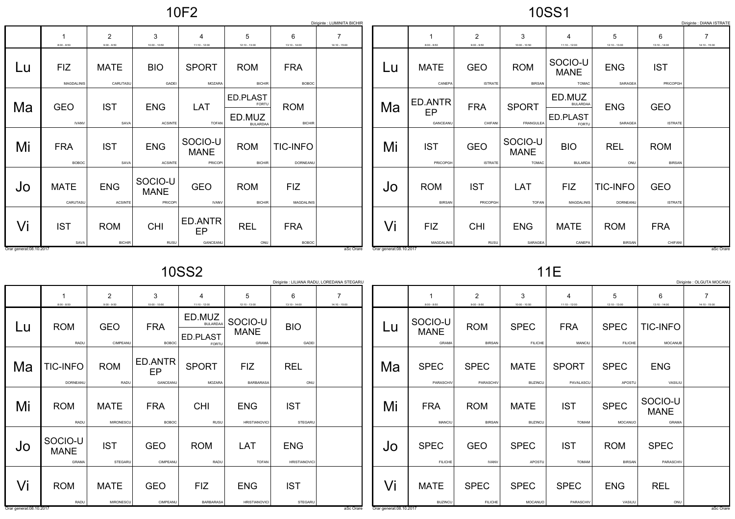## 10F2

Diriginte : LUMINITA BICHIR

| | 1 (8:00 - 8:50) | 2 (9:00 - 9:50) | 3 (10:00 - 10:50) | 4 (11:10 - 12:00) | 5 (12:10 - 13:00) | 6 (13:10 - 14:00) | 7 (14:10 - 15:00) |
|---|---|---|---|---|---|---|---|
| Lu | FIZ MAGDALINIS | MATE CARUTASU | BIO GADEI | SPORT MOZARA | ROM BICHIR | FRA BOBOC | |
| Ma | GEO IVANV | IST SAVA | ENG ACSINTE | LAT TOFAN | ED.PLAST FORTU / ED.MUZ BULARDAA | ROM BICHIR | |
| Mi | FRA BOBOC | IST SAVA | ENG ACSINTE | SOCIO-UMANE PRICOPI | ROM BICHIR | TIC-INFO DORNEANU | |
| Jo | MATE CARUTASU | ENG ACSINTE | SOCIO-UMANE PRICOPI | GEO IVANV | ROM BICHIR | FIZ MAGDALINIS | |
| Vi | IST SAVA | ROM BICHIR | CHI RUSU | ED.ANTREP GANCEANU | REL ONU | FRA BOBOC | |

Orar generat:08.10.2017 aSc Orare

## 10SS1

Diriginte : DIANA ISTRATE

| | 1 (8:00 - 8:50) | 2 (9:00 - 9:50) | 3 (10:00 - 10:50) | 4 (11:10 - 12:00) | 5 (12:10 - 13:00) | 6 (13:10 - 14:00) | 7 (14:10 - 15:00) |
|---|---|---|---|---|---|---|---|
| Lu | MATE CANEPA | GEO ISTRATE | ROM BIRSAN | SOCIO-UMANE TOMAC | ENG SARAGEA | IST PRICOPGH | |
| Ma | ED.ANTREP GANCEANU | FRA CHIFANI | SPORT FRANGULEA | ED.MUZ BULARDAA / ED.PLAST FORTU | ENG SARAGEA | GEO ISTRATE | |
| Mi | IST PRICOPGH | GEO ISTRATE | SOCIO-UMANE TOMAC | BIO BULARDA | REL ONU | ROM BIRSAN | |
| Jo | ROM BIRSAN | IST PRICOPGH | LAT TOFAN | FIZ MAGDALINIS | TIC-INFO DORNEANU | GEO ISTRATE | |
| Vi | FIZ MAGDALINIS | CHI RUSU | ENG SARAGEA | MATE CANEPA | ROM BIRSAN | FRA CHIFANI | |

Orar generat:08.10.2017 aSc Orare

## 10SS2

Diriginte : LILIANA RADU, LOREDANA STEGARU

| | 1 (8:00 - 8:50) | 2 (9:00 - 9:50) | 3 (10:00 - 10:50) | 4 (11:10 - 12:00) | 5 (12:10 - 13:00) | 6 (13:10 - 14:00) | 7 (14:10 - 15:00) |
|---|---|---|---|---|---|---|---|
| Lu | ROM RADU | GEO CIMPEANU | FRA BOBOC | ED.MUZ BULARDAA / ED.PLAST FORTU | SOCIO-UMANE GRAMA | BIO GADEI | |
| Ma | TIC-INFO DORNEANU | ROM RADU | ED.ANTREP GANCEANU | SPORT MOZARA | FIZ BARBARASA | REL ONU | |
| Mi | ROM RADU | MATE MIRONESCU | FRA BOBOC | CHI RUSU | ENG HRISTIANOVICI | IST STEGARU | |
| Jo | SOCIO-UMANE GRAMA | IST STEGARU | GEO CIMPEANU | ROM RADU | LAT TOFAN | ENG HRISTIANOVICI | |
| Vi | ROM RADU | MATE MIRONESCU | GEO CIMPEANU | FIZ BARBARASA | ENG HRISTIANOVICI | IST STEGARU | |

Orar generat:08.10.2017 aSc Orare

## 11E

Diriginte : OLGUTA MOCANU

| | 1 (8:00 - 8:50) | 2 (9:00 - 9:50) | 3 (10:00 - 10:50) | 4 (11:10 - 12:00) | 5 (12:10 - 13:00) | 6 (13:10 - 14:00) | 7 (14:10 - 15:00) |
|---|---|---|---|---|---|---|---|
| Lu | SOCIO-UMANE GRAMA | ROM BIRSAN | SPEC FILICHE | FRA MANCIU | SPEC FILICHE | TIC-INFO MOCANUB | |
| Ma | SPEC PARASCHIV | SPEC PARASCHIV | MATE BUZINCU | SPORT PAVALASCU | SPEC APOSTU | ENG VASILIU | |
| Mi | FRA MANCIU | ROM BIRSAN | MATE BUZINCU | IST TOMAM | SPEC MOCANUO | SOCIO-UMANE GRAMA | |
| Jo | SPEC FILICHE | GEO IVANV | SPEC APOSTU | IST TOMAM | ROM BIRSAN | SPEC PARASCHIV | |
| Vi | MATE BUZINCU | SPEC FILICHE | SPEC MOCANUO | SPEC PARASCHIV | ENG VASILIU | REL ONU | |

Orar generat:08.10.2017 aSc Orare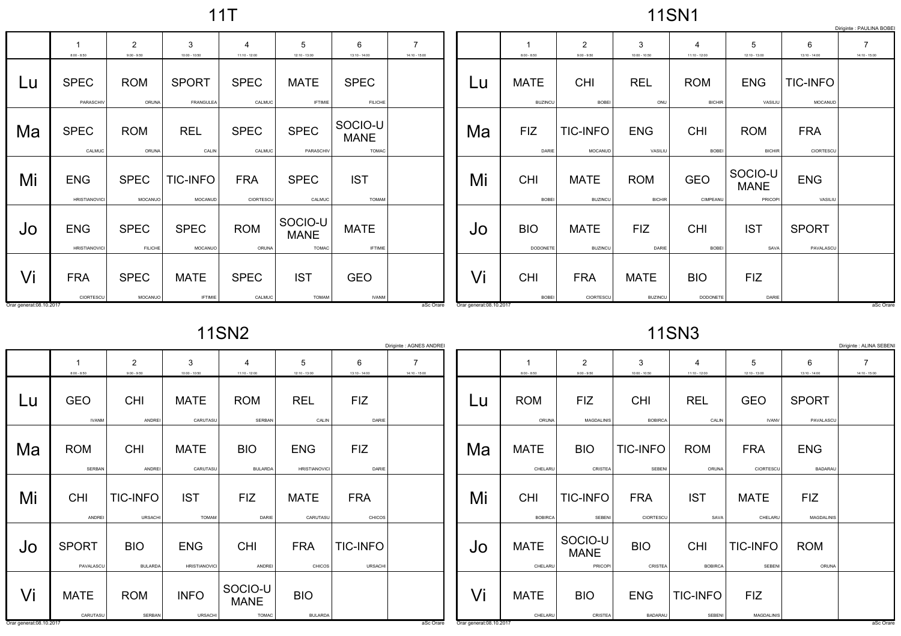## 11T

| | 1<br>8:00 - 8:50 | 2<br>9:00 - 9:50 | 3<br>10:00 - 10:50 | 4<br>11:10 - 12:00 | 5<br>12:10 - 13:00 | 6<br>13:10 - 14:00 | 7<br>14:10 - 15:00 |
|---|---|---|---|---|---|---|---|
| Lu | SPEC PARASCHIV | ROM ORUNA | SPORT FRANGULEA | SPEC CALMUC | MATE IFTIMIE | SPEC FILICHE | |
| Ma | SPEC CALMUC | ROM ORUNA | REL CALIN | SPEC CALMUC | SPEC PARASCHIV | SOCIO-UMANE TOMAC | |
| Mi | ENG HRISTIANOVICI | SPEC MOCANUO | TIC-INFO MOCANUD | FRA CIORTESCU | SPEC CALMUC | IST TOMAM | |
| Jo | ENG HRISTIANOVICI | SPEC FILICHE | SPEC MOCANUO | ROM ORUNA | SOCIO-UMANE TOMAC | MATE IFTIMIE | |
| Vi | FRA CIORTESCU | SPEC MOCANUO | MATE IFTIMIE | SPEC CALMUC | IST TOMAM | GEO IVANM | |

Orar generat:08.10.2017 aSc Orare

## 11SN1

Diriginte : PAULINA BOBEI

| | 1<br>8:00 - 8:50 | 2<br>9:00 - 9:50 | 3<br>10:00 - 10:50 | 4<br>11:10 - 12:00 | 5<br>12:10 - 13:00 | 6<br>13:10 - 14:00 | 7<br>14:10 - 15:00 |
|---|---|---|---|---|---|---|---|
| Lu | MATE BUZINCU | CHI BOBEI | REL ONU | ROM BICHIR | ENG VASILIU | TIC-INFO MOCANUD | |
| Ma | FIZ DARIE | TIC-INFO MOCANUD | ENG VASILIU | CHI BOBEI | ROM BICHIR | FRA CIORTESCU | |
| Mi | CHI BOBEI | MATE BUZINCU | ROM BICHIR | GEO CIMPEANU | SOCIO-UMANE PRICOPI | ENG VASILIU | |
| Jo | BIO DODONETE | MATE BUZINCU | FIZ DARIE | CHI BOBEI | IST SAVA | SPORT PAVALASCU | |
| Vi | CHI BOBEI | FRA CIORTESCU | MATE BUZINCU | BIO DODONETE | FIZ DARIE | | |

Orar generat:08.10.2017 aSc Orare

## 11SN2

Diriginte : AGNES ANDREI

| | 1<br>8:00 - 8:50 | 2<br>9:00 - 9:50 | 3<br>10:00 - 10:50 | 4<br>11:10 - 12:00 | 5<br>12:10 - 13:00 | 6<br>13:10 - 14:00 | 7<br>14:10 - 15:00 |
|---|---|---|---|---|---|---|---|
| Lu | GEO IVANM | CHI ANDREI | MATE CARUTASU | ROM SERBAN | REL CALIN | FIZ DARIE | |
| Ma | ROM SERBAN | CHI ANDREI | MATE CARUTASU | BIO BULARDA | ENG HRISTIANOVICI | FIZ DARIE | |
| Mi | CHI ANDREI | TIC-INFO URSACHI | IST TOMAM | FIZ DARIE | MATE CARUTASU | FRA CHICOS | |
| Jo | SPORT PAVALASCU | BIO BULARDA | ENG HRISTIANOVICI | CHI ANDREI | FRA CHICOS | TIC-INFO URSACHI | |
| Vi | MATE CARUTASU | ROM SERBAN | INFO URSACHI | SOCIO-UMANE TOMAC | BIO BULARDA | | |

Orar generat:08.10.2017 aSc Orare

## 11SN3

Diriginte : ALINA SEBENI

| | 1<br>8:00 - 8:50 | 2<br>9:00 - 9:50 | 3<br>10:00 - 10:50 | 4<br>11:10 - 12:00 | 5<br>12:10 - 13:00 | 6<br>13:10 - 14:00 | 7<br>14:10 - 15:00 |
|---|---|---|---|---|---|---|---|
| Lu | ROM ORUNA | FIZ MAGDALINIS | CHI BOBIRCA | REL CALIN | GEO IVANV | SPORT PAVALASCU | |
| Ma | MATE CHELARU | BIO CRISTEA | TIC-INFO SEBENI | ROM ORUNA | FRA CIORTESCU | ENG BADARAU | |
| Mi | CHI BOBIRCA | TIC-INFO SEBENI | FRA CIORTESCU | IST SAVA | MATE CHELARU | FIZ MAGDALINIS | |
| Jo | MATE CHELARU | SOCIO-UMANE PRICOPI | BIO CRISTEA | CHI BOBIRCA | TIC-INFO SEBENI | ROM ORUNA | |
| Vi | MATE CHELARU | BIO CRISTEA | ENG BADARAU | TIC-INFO SEBENI | FIZ MAGDALINIS | | |

Orar generat:08.10.2017 aSc Orare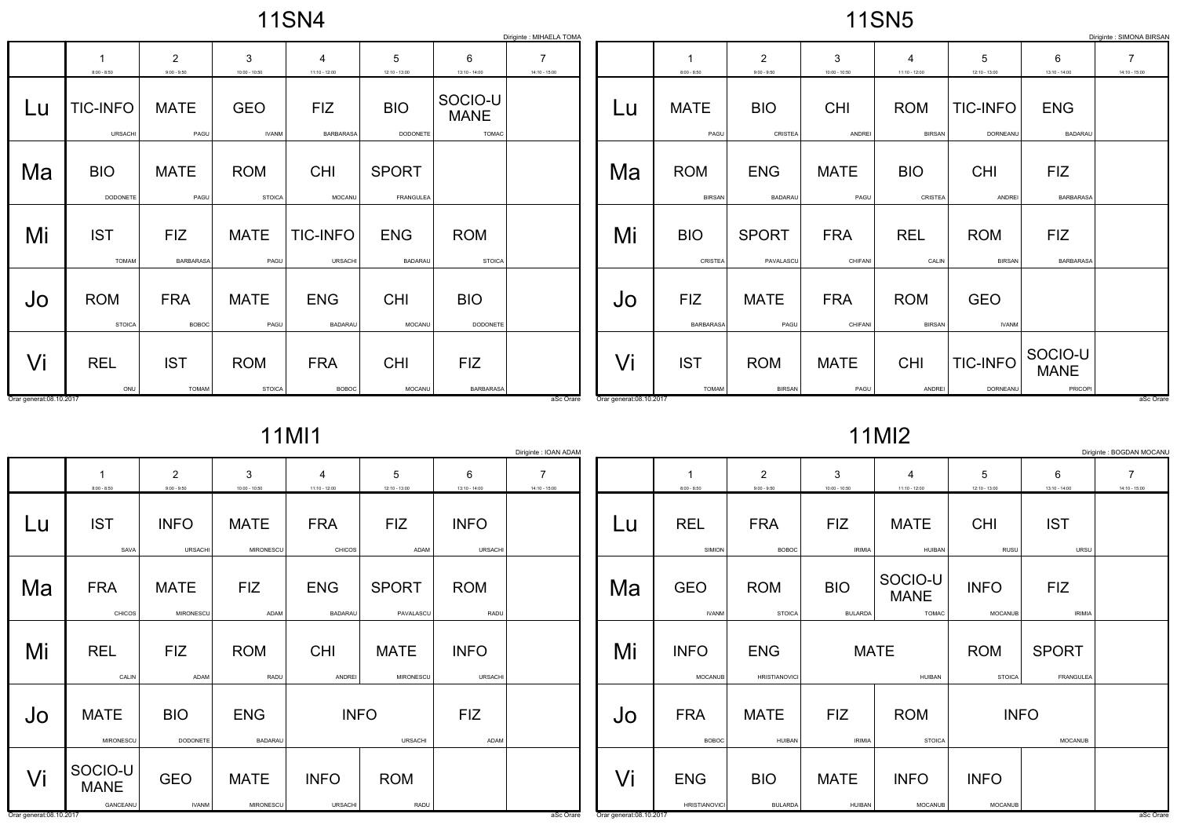## 11SN4

Diriginte : MIHAELA TOMA

| | 1<br>8:00 - 8:50 | 2<br>9:00 - 9:50 | 3<br>10:00 - 10:50 | 4<br>11:10 - 12:00 | 5<br>12:10 - 13:00 | 6<br>13:10 - 14:00 | 7<br>14:10 - 15:00 |
|---|---|---|---|---|---|---|---|
| Lu | TIC-INFO URSACHI | MATE PAGU | GEO IVANM | FIZ BARBARASA | BIO DODONETE | SOCIO-UMANE TOMAC | |
| Ma | BIO DODONETE | MATE PAGU | ROM STOICA | CHI MOCANU | SPORT FRANGULEA | | |
| Mi | IST TOMAM | FIZ BARBARASA | MATE PAGU | TIC-INFO URSACHI | ENG BADARAU | ROM STOICA | |
| Jo | ROM STOICA | FRA BOBOC | MATE PAGU | ENG BADARAU | CHI MOCANU | BIO DODONETE | |
| Vi | REL ONU | IST TOMAM | ROM STOICA | FRA BOBOC | CHI MOCANU | FIZ BARBARASA | |

Orar generat:08.10.2017 aSc Orare

## 11SN5

Diriginte : SIMONA BIRSAN

| | 1<br>8:00 - 8:50 | 2<br>9:00 - 9:50 | 3<br>10:00 - 10:50 | 4<br>11:10 - 12:00 | 5<br>12:10 - 13:00 | 6<br>13:10 - 14:00 | 7<br>14:10 - 15:00 |
|---|---|---|---|---|---|---|---|
| Lu | MATE PAGU | BIO CRISTEA | CHI ANDREI | ROM BIRSAN | TIC-INFO DORNEANU | ENG BADARAU | |
| Ma | ROM BIRSAN | ENG BADARAU | MATE PAGU | BIO CRISTEA | CHI ANDREI | FIZ BARBARASA | |
| Mi | BIO CRISTEA | SPORT PAVALASCU | FRA CHIFANI | REL CALIN | ROM BIRSAN | FIZ BARBARASA | |
| Jo | FIZ BARBARASA | MATE PAGU | FRA CHIFANI | ROM BIRSAN | GEO IVANM | | |
| Vi | IST TOMAM | ROM BIRSAN | MATE PAGU | CHI ANDREI | TIC-INFO DORNEANU | SOCIO-UMANE PRICOPI | |

Orar generat:08.10.2017 aSc Orare

## 11MI1

Diriginte : IOAN ADAM

| | 1<br>8:00 - 8:50 | 2<br>9:00 - 9:50 | 3<br>10:00 - 10:50 | 4<br>11:10 - 12:00 | 5<br>12:10 - 13:00 | 6<br>13:10 - 14:00 | 7<br>14:10 - 15:00 |
|---|---|---|---|---|---|---|---|
| Lu | IST SAVA | INFO URSACHI | MATE MIRONESCU | FRA CHICOS | FIZ ADAM | INFO URSACHI | |
| Ma | FRA CHICOS | MATE MIRONESCU | FIZ ADAM | ENG BADARAU | SPORT PAVALASCU | ROM RADU | |
| Mi | REL CALIN | FIZ ADAM | ROM RADU | CHI ANDREI | MATE MIRONESCU | INFO URSACHI | |
| Jo | MATE MIRONESCU | BIO DODONETE | ENG BADARAU | INFO URSACHI | | FIZ ADAM | |
| Vi | SOCIO-UMANE GANCEANU | GEO IVANM | MATE MIRONESCU | INFO URSACHI | ROM RADU | | |

Orar generat:08.10.2017 aSc Orare

## 11MI2

Diriginte : BOGDAN MOCANU

| | 1<br>8:00 - 8:50 | 2<br>9:00 - 9:50 | 3<br>10:00 - 10:50 | 4<br>11:10 - 12:00 | 5<br>12:10 - 13:00 | 6<br>13:10 - 14:00 | 7<br>14:10 - 15:00 |
|---|---|---|---|---|---|---|---|
| Lu | REL SIMION | FRA BOBOC | FIZ IRIMIA | MATE HUIBAN | CHI RUSU | IST URSU | |
| Ma | GEO IVANM | ROM STOICA | BIO BULARDA | SOCIO-UMANE TOMAC | INFO MOCANUB | FIZ IRIMIA | |
| Mi | INFO MOCANUB | ENG HRISTIANOVICI | MATE HUIBAN | | ROM STOICA | SPORT FRANGULEA | |
| Jo | FRA BOBOC | MATE HUIBAN | FIZ IRIMIA | ROM STOICA | INFO MOCANUB | | |
| Vi | ENG HRISTIANOVICI | BIO BULARDA | MATE HUIBAN | INFO MOCANUB | INFO MOCANUB | | |

Orar generat:08.10.2017 aSc Orare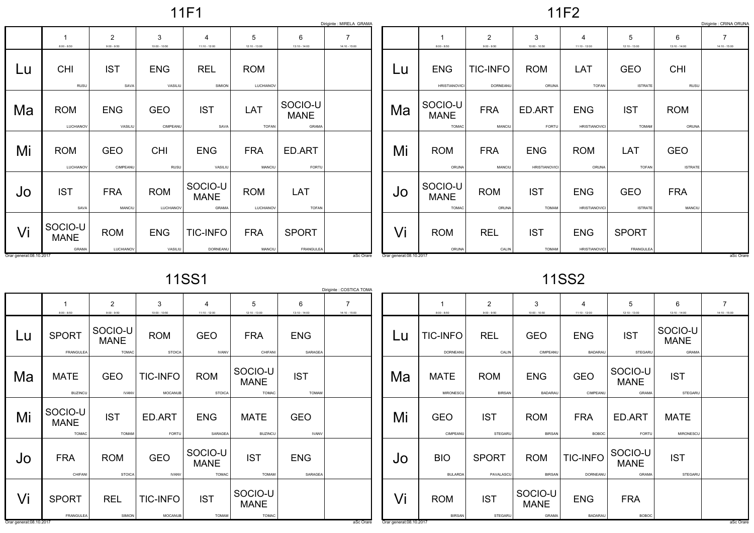# 11F1

Diriginte : MIRELA GRAMA

| | 1<br>8:00 - 8:50 | 2<br>9:00 - 9:50 | 3<br>10:00 - 10:50 | 4<br>11:10 - 12:00 | 5<br>12:10 - 13:00 | 6<br>13:10 - 14:00 | 7<br>14:10 - 15:00 |
|---|---|---|---|---|---|---|---|
| Lu | CHI<br>RUSU | IST<br>SAVA | ENG<br>VASILIU | REL<br>SIMION | ROM<br>LUCHIANOV | | |
| Ma | ROM<br>LUCHIANOV | ENG<br>VASILIU | GEO<br>CIMPEANU | IST<br>SAVA | LAT<br>TOFAN | SOCIO-UMANE<br>GRAMA | |
| Mi | ROM<br>LUCHIANOV | GEO<br>CIMPEANU | CHI<br>RUSU | ENG<br>VASILIU | FRA<br>MANCIU | ED.ART<br>FORTU | |
| Jo | IST<br>SAVA | FRA<br>MANCIU | ROM<br>LUCHIANOV | SOCIO-UMANE<br>GRAMA | ROM<br>LUCHIANOV | LAT<br>TOFAN | |
| Vi | SOCIO-UMANE<br>GRAMA | ROM<br>LUCHIANOV | ENG<br>VASILIU | TIC-INFO<br>DORNEANU | FRA<br>MANCIU | SPORT<br>FRANGULEA | |

Orar generat:08.10.2017 — aSc Orare

# 11F2

Diriginte : CRINA ORUNA

| | 1<br>8:00 - 8:50 | 2<br>9:00 - 9:50 | 3<br>10:00 - 10:50 | 4<br>11:10 - 12:00 | 5<br>12:10 - 13:00 | 6<br>13:10 - 14:00 | 7<br>14:10 - 15:00 |
|---|---|---|---|---|---|---|---|
| Lu | ENG<br>HRISTIANOVICI | TIC-INFO<br>DORNEANU | ROM<br>ORUNA | LAT<br>TOFAN | GEO<br>ISTRATE | CHI<br>RUSU | |
| Ma | SOCIO-UMANE<br>TOMAC | FRA<br>MANCIU | ED.ART<br>FORTU | ENG<br>HRISTIANOVICI | IST<br>TOMAM | ROM<br>ORUNA | |
| Mi | ROM<br>ORUNA | FRA<br>MANCIU | ENG<br>HRISTIANOVICI | ROM<br>ORUNA | LAT<br>TOFAN | GEO<br>ISTRATE | |
| Jo | SOCIO-UMANE<br>TOMAC | ROM<br>ORUNA | IST<br>TOMAM | ENG<br>HRISTIANOVICI | GEO<br>ISTRATE | FRA<br>MANCIU | |
| Vi | ROM<br>ORUNA | REL<br>CALIN | IST<br>TOMAM | ENG<br>HRISTIANOVICI | SPORT<br>FRANGULEA | | |

Orar generat:08.10.2017 — aSc Orare

# 11SS1

Diriginte : COSTICA TOMA

| | 1<br>8:00 - 8:50 | 2<br>9:00 - 9:50 | 3<br>10:00 - 10:50 | 4<br>11:10 - 12:00 | 5<br>12:10 - 13:00 | 6<br>13:10 - 14:00 | 7<br>14:10 - 15:00 |
|---|---|---|---|---|---|---|---|
| Lu | SPORT<br>FRANGULEA | SOCIO-UMANE<br>TOMAC | ROM<br>STOICA | GEO<br>IVANV | FRA<br>CHIFANI | ENG<br>SARAGEA | |
| Ma | MATE<br>BUZINCU | GEO<br>IVANV | TIC-INFO<br>MOCANUB | ROM<br>STOICA | SOCIO-UMANE<br>TOMAC | IST<br>TOMAM | |
| Mi | SOCIO-UMANE<br>TOMAC | IST<br>TOMAM | ED.ART<br>FORTU | ENG<br>SARAGEA | MATE<br>BUZINCU | GEO<br>IVANV | |
| Jo | FRA<br>CHIFANI | ROM<br>STOICA | GEO<br>IVANV | SOCIO-UMANE<br>TOMAC | IST<br>TOMAM | ENG<br>SARAGEA | |
| Vi | SPORT<br>FRANGULEA | REL<br>SIMION | TIC-INFO<br>MOCANUB | IST<br>TOMAM | SOCIO-UMANE<br>TOMAC | | |

Orar generat:08.10.2017 — aSc Orare

# 11SS2

| | 1<br>8:00 - 8:50 | 2<br>9:00 - 9:50 | 3<br>10:00 - 10:50 | 4<br>11:10 - 12:00 | 5<br>12:10 - 13:00 | 6<br>13:10 - 14:00 | 7<br>14:10 - 15:00 |
|---|---|---|---|---|---|---|---|
| Lu | TIC-INFO<br>DORNEANU | REL<br>CALIN | GEO<br>CIMPEANU | ENG<br>BADARAU | IST<br>STEGARU | SOCIO-UMANE<br>GRAMA | |
| Ma | MATE<br>MIRONESCU | ROM<br>BIRSAN | ENG<br>BADARAU | GEO<br>CIMPEANU | SOCIO-UMANE<br>GRAMA | IST<br>STEGARU | |
| Mi | GEO<br>CIMPEANU | IST<br>STEGARU | ROM<br>BIRSAN | FRA<br>BOBOC | ED.ART<br>FORTU | MATE<br>MIRONESCU | |
| Jo | BIO<br>BULARDA | SPORT<br>PAVALASCU | ROM<br>BIRSAN | TIC-INFO<br>DORNEANU | SOCIO-UMANE<br>GRAMA | IST<br>STEGARU | |
| Vi | ROM<br>BIRSAN | IST<br>STEGARU | SOCIO-UMANE<br>GRAMA | ENG<br>BADARAU | FRA<br>BOBOC | | |

Orar generat:08.10.2017 — aSc Orare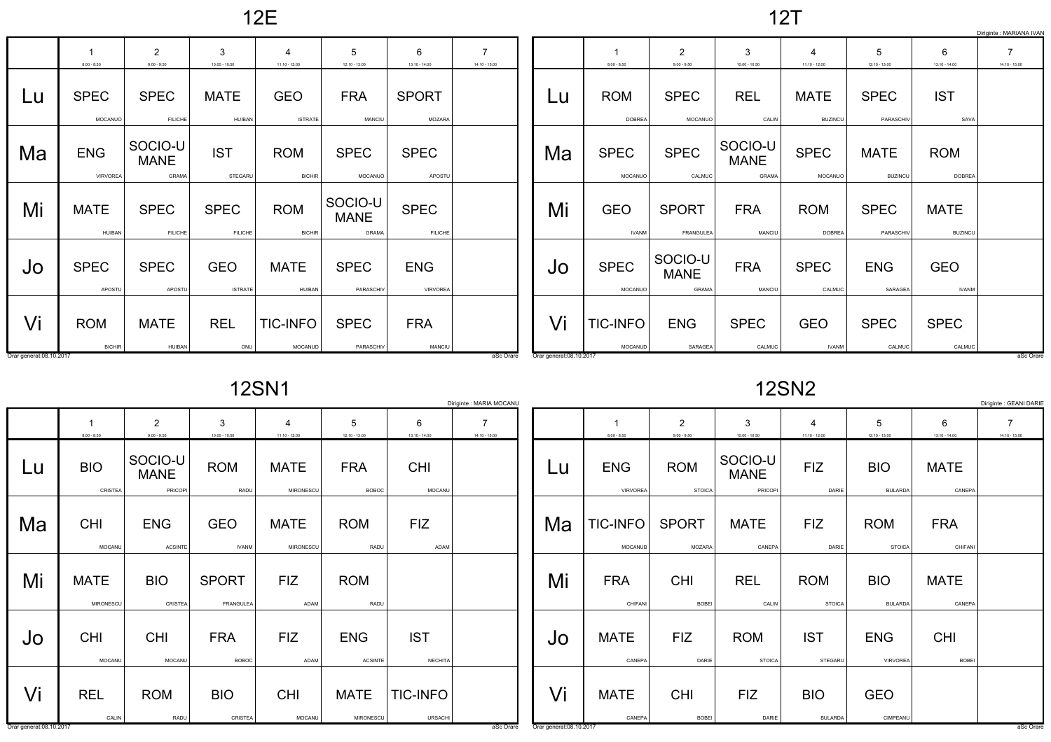## 12E

| | 1 (8:00 - 8:50) | 2 (9:00 - 9:50) | 3 (10:00 - 10:50) | 4 (11:10 - 12:00) | 5 (12:10 - 13:00) | 6 (13:10 - 14:00) | 7 (14:10 - 15:00) |
|---|---|---|---|---|---|---|---|
| Lu | SPEC MOCANUO | SPEC FILICHE | MATE HUIBAN | GEO ISTRATE | FRA MANCIU | SPORT MOZARA | |
| Ma | ENG VIRVOREA | SOCIO-UMANE GRAMA | IST STEGARU | ROM BICHIR | SPEC MOCANUO | SPEC APOSTU | |
| Mi | MATE HUIBAN | SPEC FILICHE | SPEC FILICHE | ROM BICHIR | SOCIO-UMANE GRAMA | SPEC FILICHE | |
| Jo | SPEC APOSTU | SPEC APOSTU | GEO ISTRATE | MATE HUIBAN | SPEC PARASCHIV | ENG VIRVOREA | |
| Vi | ROM BICHIR | MATE HUIBAN | REL ONU | TIC-INFO MOCANUD | SPEC PARASCHIV | FRA MANCIU | |

Orar generat:08.10.2017 — aSc Orare

## 12T

Diriginte : MARIANA IVAN

| | 1 (8:00 - 8:50) | 2 (9:00 - 9:50) | 3 (10:00 - 10:50) | 4 (11:10 - 12:00) | 5 (12:10 - 13:00) | 6 (13:10 - 14:00) | 7 (14:10 - 15:00) |
|---|---|---|---|---|---|---|---|
| Lu | ROM DOBREA | SPEC MOCANUO | REL CALIN | MATE BUZINCU | SPEC PARASCHIV | IST SAVA | |
| Ma | SPEC MOCANUO | SPEC CALMUC | SOCIO-UMANE GRAMA | SPEC MOCANUO | MATE BUZINCU | ROM DOBREA | |
| Mi | GEO IVANM | SPORT FRANGULEA | FRA MANCIU | ROM DOBREA | SPEC PARASCHIV | MATE BUZINCU | |
| Jo | SPEC MOCANUO | SOCIO-UMANE GRAMA | FRA MANCIU | SPEC CALMUC | ENG SARAGEA | GEO IVANM | |
| Vi | TIC-INFO MOCANUD | ENG SARAGEA | SPEC CALMUC | GEO IVANM | SPEC CALMUC | SPEC CALMUC | |

Orar generat:08.10.2017 — aSc Orare

## 12SN1

Diriginte : MARIA MOCANU

| | 1 (8:00 - 8:50) | 2 (9:00 - 9:50) | 3 (10:00 - 10:50) | 4 (11:10 - 12:00) | 5 (12:10 - 13:00) | 6 (13:10 - 14:00) | 7 (14:10 - 15:00) |
|---|---|---|---|---|---|---|---|
| Lu | BIO CRISTEA | SOCIO-UMANE PRICOPI | ROM RADU | MATE MIRONESCU | FRA BOBOC | CHI MOCANU | |
| Ma | CHI MOCANU | ENG ACSINTE | GEO IVANM | MATE MIRONESCU | ROM RADU | FIZ ADAM | |
| Mi | MATE MIRONESCU | BIO CRISTEA | SPORT FRANGULEA | FIZ ADAM | ROM RADU | | |
| Jo | CHI MOCANU | CHI MOCANU | FRA BOBOC | FIZ ADAM | ENG ACSINTE | IST NECHITA | |
| Vi | REL CALIN | ROM RADU | BIO CRISTEA | CHI MOCANU | MATE MIRONESCU | TIC-INFO URSACHI | |

Orar generat:08.10.2017 — aSc Orare

## 12SN2

Diriginte : GEANI DARIE

| | 1 (8:00 - 8:50) | 2 (9:00 - 9:50) | 3 (10:00 - 10:50) | 4 (11:10 - 12:00) | 5 (12:10 - 13:00) | 6 (13:10 - 14:00) | 7 (14:10 - 15:00) |
|---|---|---|---|---|---|---|---|
| Lu | ENG VIRVOREA | ROM STOICA | SOCIO-UMANE PRICOPI | FIZ DARIE | BIO BULARDA | MATE CANEPA | |
| Ma | TIC-INFO MOCANUB | SPORT MOZARA | MATE CANEPA | FIZ DARIE | ROM STOICA | FRA CHIFANI | |
| Mi | FRA CHIFANI | CHI BOBEI | REL CALIN | ROM STOICA | BIO BULARDA | MATE CANEPA | |
| Jo | MATE CANEPA | FIZ DARIE | ROM STOICA | IST STEGARU | ENG VIRVOREA | CHI BOBEI | |
| Vi | MATE CANEPA | CHI BOBEI | FIZ DARIE | BIO BULARDA | GEO CIMPEANU | | |

Orar generat:08.10.2017 — aSc Orare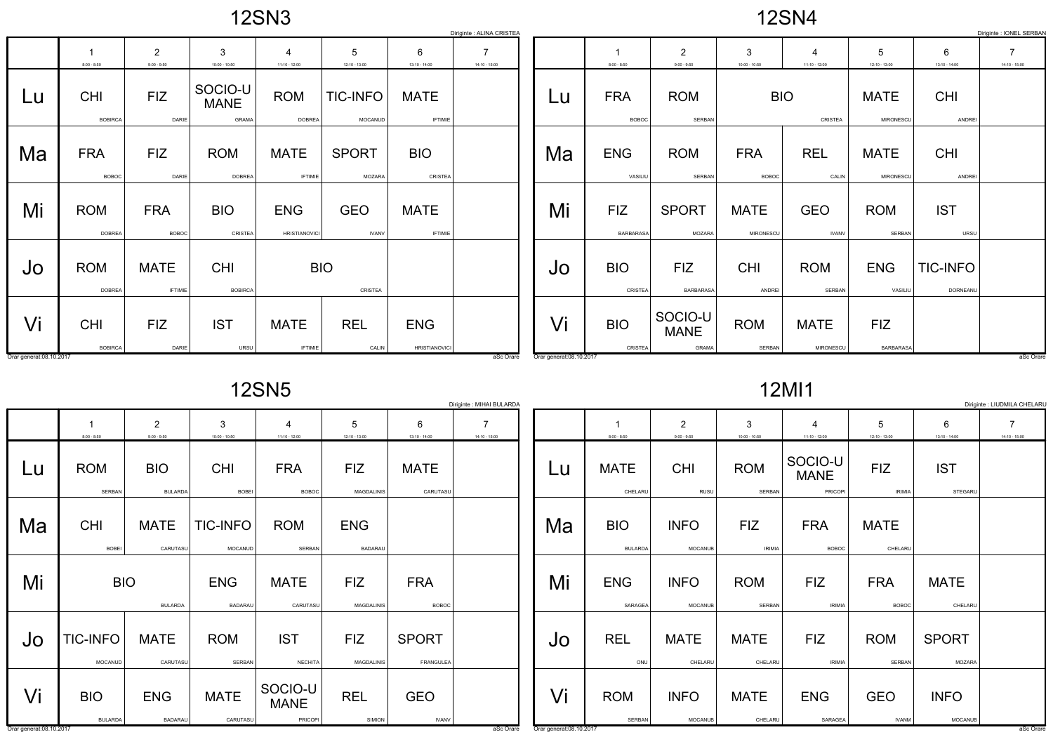## 12SN3

Diriginte : ALINA CRISTEA

| | 1<br>8:00 - 8:50 | 2<br>9:00 - 9:50 | 3<br>10:00 - 10:50 | 4<br>11:10 - 12:00 | 5<br>12:10 - 13:00 | 6<br>13:10 - 14:00 | 7<br>14:10 - 15:00 |
|---|---|---|---|---|---|---|---|
| Lu | CHI<br>BOBIRCA | FIZ<br>DARIE | SOCIO-UMANE<br>GRAMA | ROM<br>DOBREA | TIC-INFO<br>MOCANUD | MATE<br>IFTIMIE | |
| Ma | FRA<br>BOBOC | FIZ<br>DARIE | ROM<br>DOBREA | MATE<br>IFTIMIE | SPORT<br>MOZARA | BIO<br>CRISTEA | |
| Mi | ROM<br>DOBREA | FRA<br>BOBOC | BIO<br>CRISTEA | ENG<br>HRISTIANOVICI | GEO<br>IVANV | MATE<br>IFTIMIE | |
| Jo | ROM<br>DOBREA | MATE<br>IFTIMIE | CHI<br>BOBIRCA | BIO<br>CRISTEA | | | |
| Vi | CHI<br>BOBIRCA | FIZ<br>DARIE | IST<br>URSU | MATE<br>IFTIMIE | REL<br>CALIN | ENG<br>HRISTIANOVICI | |

Orar generat:08.10.2017 aSc Orare

## 12SN4

Diriginte : IONEL SERBAN

| | 1<br>8:00 - 8:50 | 2<br>9:00 - 9:50 | 3<br>10:00 - 10:50 | 4<br>11:10 - 12:00 | 5<br>12:10 - 13:00 | 6<br>13:10 - 14:00 | 7<br>14:10 - 15:00 |
|---|---|---|---|---|---|---|---|
| Lu | FRA<br>BOBOC | ROM<br>SERBAN | BIO<br>CRISTEA | | MATE<br>MIRONESCU | CHI<br>ANDREI | |
| Ma | ENG<br>VASILIU | ROM<br>SERBAN | FRA<br>BOBOC | REL<br>CALIN | MATE<br>MIRONESCU | CHI<br>ANDREI | |
| Mi | FIZ<br>BARBARASA | SPORT<br>MOZARA | MATE<br>MIRONESCU | GEO<br>IVANV | ROM<br>SERBAN | IST<br>URSU | |
| Jo | BIO<br>CRISTEA | FIZ<br>BARBARASA | CHI<br>ANDREI | ROM<br>SERBAN | ENG<br>VASILIU | TIC-INFO<br>DORNEANU | |
| Vi | BIO<br>CRISTEA | SOCIO-UMANE<br>GRAMA | ROM<br>SERBAN | MATE<br>MIRONESCU | FIZ<br>BARBARASA | | |

Orar generat:08.10.2017 aSc Orare

## 12SN5

Diriginte : MIHAI BULARDA

| | 1<br>8:00 - 8:50 | 2<br>9:00 - 9:50 | 3<br>10:00 - 10:50 | 4<br>11:10 - 12:00 | 5<br>12:10 - 13:00 | 6<br>13:10 - 14:00 | 7<br>14:10 - 15:00 |
|---|---|---|---|---|---|---|---|
| Lu | ROM<br>SERBAN | BIO<br>BULARDA | CHI<br>BOBEI | FRA<br>BOBOC | FIZ<br>MAGDALINIS | MATE<br>CARUTASU | |
| Ma | CHI<br>BOBEI | MATE<br>CARUTASU | TIC-INFO<br>MOCANUD | ROM<br>SERBAN | ENG<br>BADARAU | | |
| Mi | BIO<br>BULARDA | | ENG<br>BADARAU | MATE<br>CARUTASU | FIZ<br>MAGDALINIS | FRA<br>BOBOC | |
| Jo | TIC-INFO<br>MOCANUD | MATE<br>CARUTASU | ROM<br>SERBAN | IST<br>NECHITA | FIZ<br>MAGDALINIS | SPORT<br>FRANGULEA | |
| Vi | BIO<br>BULARDA | ENG<br>BADARAU | MATE<br>CARUTASU | SOCIO-UMANE<br>PRICOPI | REL<br>SIMION | GEO<br>IVANV | |

Orar generat:08.10.2017 aSc Orare

## 12MI1

Diriginte : LIUDMILA CHELARU

| | 1<br>8:00 - 8:50 | 2<br>9:00 - 9:50 | 3<br>10:00 - 10:50 | 4<br>11:10 - 12:00 | 5<br>12:10 - 13:00 | 6<br>13:10 - 14:00 | 7<br>14:10 - 15:00 |
|---|---|---|---|---|---|---|---|
| Lu | MATE<br>CHELARU | CHI<br>RUSU | ROM<br>SERBAN | SOCIO-UMANE<br>PRICOPI | FIZ<br>IRIMIA | IST<br>STEGARU | |
| Ma | BIO<br>BULARDA | INFO<br>MOCANUB | FIZ<br>IRIMIA | FRA<br>BOBOC | MATE<br>CHELARU | | |
| Mi | ENG<br>SARAGEA | INFO<br>MOCANUB | ROM<br>SERBAN | FIZ<br>IRIMIA | FRA<br>BOBOC | MATE<br>CHELARU | |
| Jo | REL<br>ONU | MATE<br>CHELARU | MATE<br>CHELARU | FIZ<br>IRIMIA | ROM<br>SERBAN | SPORT<br>MOZARA | |
| Vi | ROM<br>SERBAN | INFO<br>MOCANUB | MATE<br>CHELARU | ENG<br>SARAGEA | GEO<br>IVANM | INFO<br>MOCANUB | |

Orar generat:08.10.2017 aSc Orare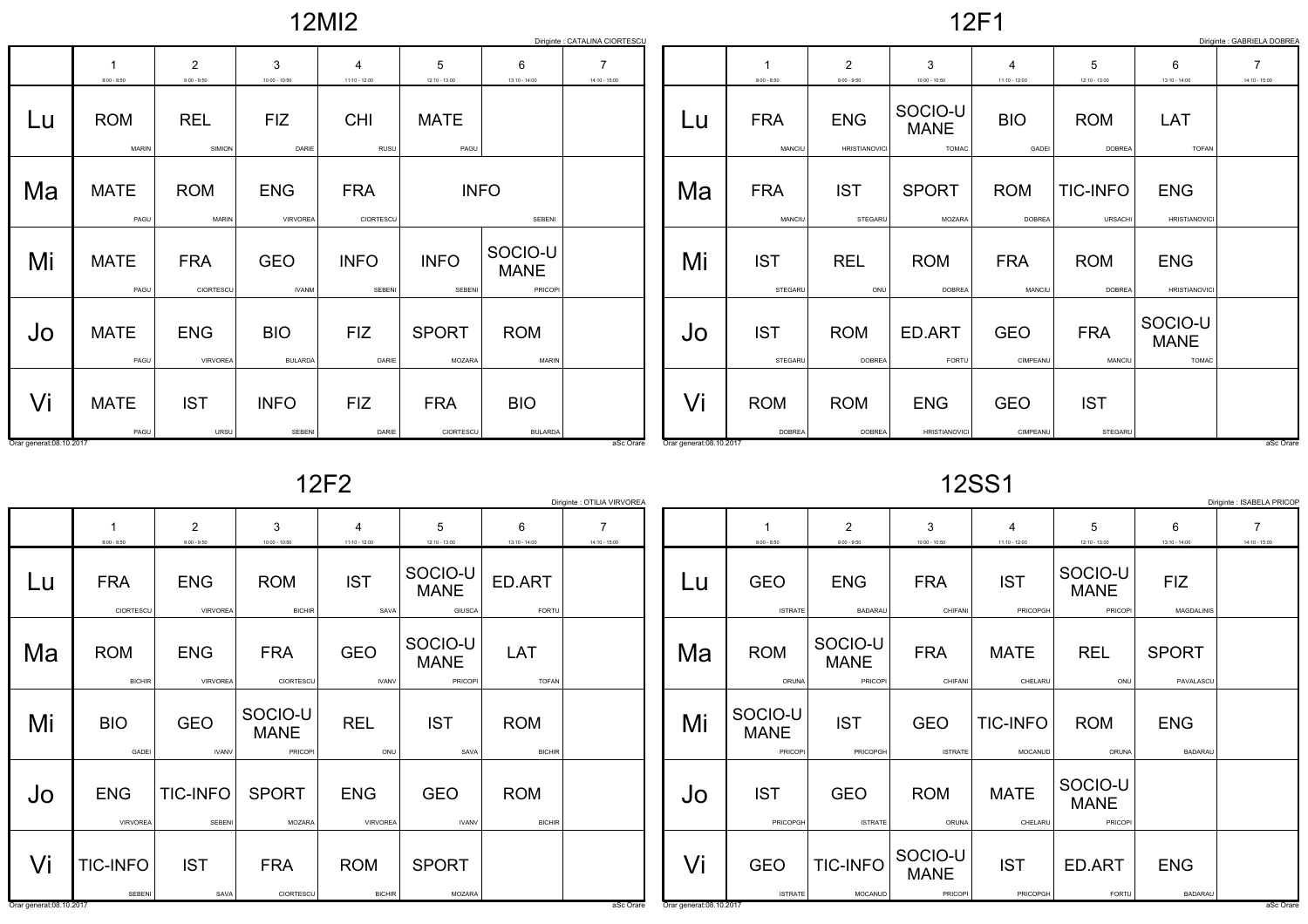## 12MI2

Diriginte : CATALINA CIORTESCU

| | 1<br>8:00 - 8:50 | 2<br>9:00 - 9:50 | 3<br>10:00 - 10:50 | 4<br>11:10 - 12:00 | 5<br>12:10 - 13:00 | 6<br>13:10 - 14:00 | 7<br>14:10 - 15:00 |
|---|---|---|---|---|---|---|---|
| Lu | ROM MARIN | REL SIMION | FIZ DARIE | CHI RUSU | MATE PAGU | | |
| Ma | MATE PAGU | ROM MARIN | ENG VIRVOREA | FRA CIORTESCU | INFO SEBENI | INFO SEBENI | |
| Mi | MATE PAGU | FRA CIORTESCU | GEO IVANM | INFO SEBENI | INFO SEBENI | SOCIO-UMANE PRICOPI | |
| Jo | MATE PAGU | ENG VIRVOREA | BIO BULARDA | FIZ DARIE | SPORT MOZARA | ROM MARIN | |
| Vi | MATE PAGU | IST URSU | INFO SEBENI | FIZ DARIE | FRA CIORTESCU | BIO BULARDA | |

Orar generat:08.10.2017 aSc Orare

## 12F1

Diriginte : GABRIELA DOBREA

| | 1<br>8:00 - 8:50 | 2<br>9:00 - 9:50 | 3<br>10:00 - 10:50 | 4<br>11:10 - 12:00 | 5<br>12:10 - 13:00 | 6<br>13:10 - 14:00 | 7<br>14:10 - 15:00 |
|---|---|---|---|---|---|---|---|
| Lu | FRA MANCIU | ENG HRISTIANOVICI | SOCIO-UMANE TOMAC | BIO GADEI | ROM DOBREA | LAT TOFAN | |
| Ma | FRA MANCIU | IST STEGARU | SPORT MOZARA | ROM DOBREA | TIC-INFO URSACHI | ENG HRISTIANOVICI | |
| Mi | IST STEGARU | REL ONU | ROM DOBREA | FRA MANCIU | ROM DOBREA | ENG HRISTIANOVICI | |
| Jo | IST STEGARU | ROM DOBREA | ED.ART FORTU | GEO CIMPEANU | FRA MANCIU | SOCIO-UMANE TOMAC | |
| Vi | ROM DOBREA | ROM DOBREA | ENG HRISTIANOVICI | GEO CIMPEANU | IST STEGARU | | |

Orar generat:08.10.2017 aSc Orare

## 12F2

Diriginte : OTILIA VIRVOREA

| | 1<br>8:00 - 8:50 | 2<br>9:00 - 9:50 | 3<br>10:00 - 10:50 | 4<br>11:10 - 12:00 | 5<br>12:10 - 13:00 | 6<br>13:10 - 14:00 | 7<br>14:10 - 15:00 |
|---|---|---|---|---|---|---|---|
| Lu | FRA CIORTESCU | ENG VIRVOREA | ROM BICHIR | IST SAVA | SOCIO-UMANE GIUSCA | ED.ART FORTU | |
| Ma | ROM BICHIR | ENG VIRVOREA | FRA CIORTESCU | GEO IVANV | SOCIO-UMANE PRICOPI | LAT TOFAN | |
| Mi | BIO GADEI | GEO IVANV | SOCIO-UMANE PRICOPI | REL ONU | IST SAVA | ROM BICHIR | |
| Jo | ENG VIRVOREA | TIC-INFO SEBENI | SPORT MOZARA | ENG VIRVOREA | GEO IVANV | ROM BICHIR | |
| Vi | TIC-INFO SEBENI | IST SAVA | FRA CIORTESCU | ROM BICHIR | SPORT MOZARA | | |

Orar generat:08.10.2017 aSc Orare

## 12SS1

Diriginte : ISABELA PRICOP

| | 1<br>8:00 - 8:50 | 2<br>9:00 - 9:50 | 3<br>10:00 - 10:50 | 4<br>11:10 - 12:00 | 5<br>12:10 - 13:00 | 6<br>13:10 - 14:00 | 7<br>14:10 - 15:00 |
|---|---|---|---|---|---|---|---|
| Lu | GEO ISTRATE | ENG BADARAU | FRA CHIFANI | IST PRICOPGH | SOCIO-UMANE PRICOPI | FIZ MAGDALINIS | |
| Ma | ROM ORUNA | SOCIO-UMANE PRICOPI | FRA CHIFANI | MATE CHELARU | REL ONU | SPORT PAVALASCU | |
| Mi | SOCIO-UMANE PRICOPI | IST PRICOPGH | GEO ISTRATE | TIC-INFO MOCANUD | ROM ORUNA | ENG BADARAU | |
| Jo | IST PRICOPGH | GEO ISTRATE | ROM ORUNA | MATE CHELARU | SOCIO-UMANE PRICOPI | | |
| Vi | GEO ISTRATE | TIC-INFO MOCANUD | SOCIO-UMANE PRICOPI | IST PRICOPGH | ED.ART FORTU | ENG BADARAU | |

Orar generat:08.10.2017 aSc Orare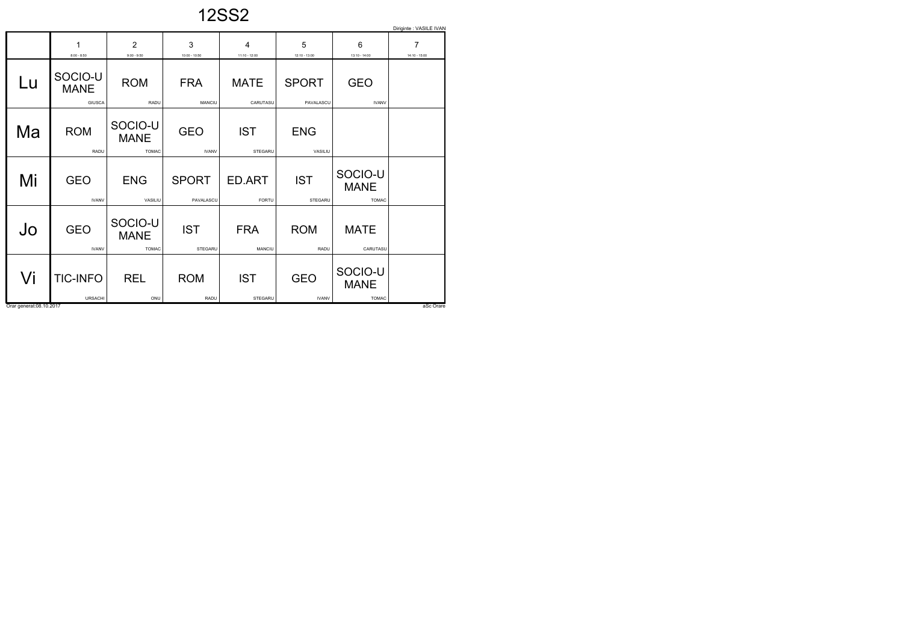# 12SS2

Diriginte : VASILE IVAN

| | 1<br>8:00 - 8:50 | 2<br>9:00 - 9:50 | 3<br>10:00 - 10:50 | 4<br>11:10 - 12:00 | 5<br>12:10 - 13:00 | 6<br>13:10 - 14:00 | 7<br>14:10 - 15:00 |
|---|---|---|---|---|---|---|---|
| Lu | SOCIO-UMANE<br>GIUSCA | ROM<br>RADU | FRA<br>MANCIU | MATE<br>CARUTASU | SPORT<br>PAVALASCU | GEO<br>IVANV | |
| Ma | ROM<br>RADU | SOCIO-UMANE<br>TOMAC | GEO<br>IVANV | IST<br>STEGARU | ENG<br>VASILIU | | |
| Mi | GEO<br>IVANV | ENG<br>VASILIU | SPORT<br>PAVALASCU | ED.ART<br>FORTU | IST<br>STEGARU | SOCIO-UMANE<br>TOMAC | |
| Jo | GEO<br>IVANV | SOCIO-UMANE<br>TOMAC | IST<br>STEGARU | FRA<br>MANCIU | ROM<br>RADU | MATE<br>CARUTASU | |
| Vi | TIC-INFO<br>URSACHI | REL<br>ONU | ROM<br>RADU | IST<br>STEGARU | GEO<br>IVANV | SOCIO-UMANE<br>TOMAC | |

Orar generat:08.10.2017

aSc Orare